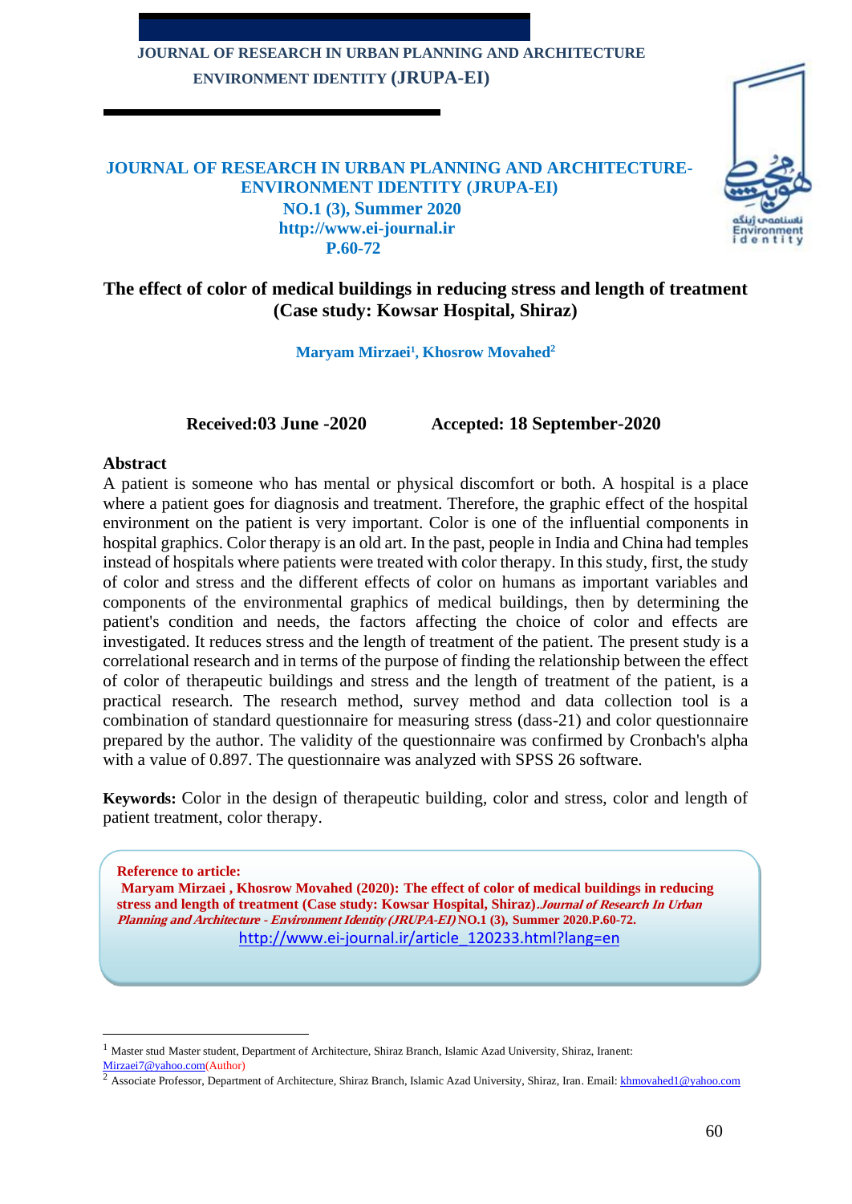JOURNAL OF RESEARCH IN URBAN PLANNING AND ARCHITECTURE-ENVIRONMENT IDENTITY (JRUPA-EI)

NO.1 (3), Summer 2020

http://www.ei-journal.ir

P.60-72

# The effect of color of medical buildings in reducing stress and length of treatment (Case study: Kowsar Hospital, Shiraz)

**Maryam Mirzaei[1], Khosrow Movahed[2]**

**Received:03 June -2020 Accepted: 18 September-2020**

## Abstract

A patient is someone who has mental or physical discomfort or both. A hospital is a place where a patient goes for diagnosis and treatment. Therefore, the graphic effect of the hospital environment on the patient is very important. Color is one of the influential components in hospital graphics. Color therapy is an old art. In the past, people in India and China had temples instead of hospitals where patients were treated with color therapy. In this study, first, the study of color and stress and the different effects of color on humans as important variables and components of the environmental graphics of medical buildings, then by determining the patient's condition and needs, the factors affecting the choice of color and effects are investigated. It reduces stress and the length of treatment of the patient. The present study is a correlational research and in terms of the purpose of finding the relationship between the effect of color of therapeutic buildings and stress and the length of treatment of the patient, is a practical research. The research method, survey method and data collection tool is a combination of standard questionnaire for measuring stress (dass-21) and color questionnaire prepared by the author. The validity of the questionnaire was confirmed by Cronbach's alpha with a value of 0.897. The questionnaire was analyzed with SPSS 26 software.

**Keywords:** Color in the design of therapeutic building, color and stress, color and length of patient treatment, color therapy.

**Reference to article:**
**Maryam Mirzaei , Khosrow Movahed (2020): The effect of color of medical buildings in reducing stress and length of treatment (Case study: Kowsar Hospital, Shiraz).** ***Journal of Research In Urban Planning and Architecture - Environment Identity (JRUPA-EI)*** **NO.1 (3), Summer 2020.P.60-72.**
http://www.ei-journal.ir/article_120233.html?lang=en

---

[1] Master stud Master student, Department of Architecture, Shiraz Branch, Islamic Azad University, Shiraz, Iranent: Mirzaei7@yahoo.com(Author)

[2] Associate Professor, Department of Architecture, Shiraz Branch, Islamic Azad University, Shiraz, Iran. Email: khmovahed1@yahoo.com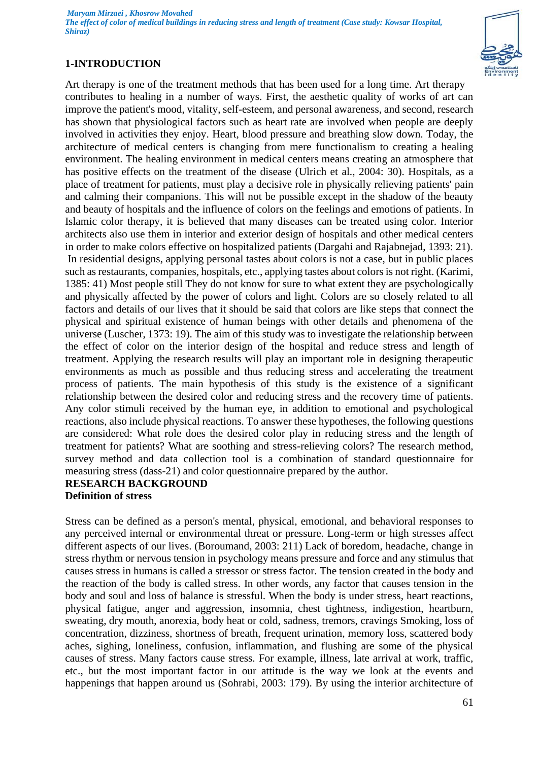## 1-INTRODUCTION

Art therapy is one of the treatment methods that has been used for a long time. Art therapy contributes to healing in a number of ways. First, the aesthetic quality of works of art can improve the patient's mood, vitality, self-esteem, and personal awareness, and second, research has shown that physiological factors such as heart rate are involved when people are deeply involved in activities they enjoy. Heart, blood pressure and breathing slow down. Today, the architecture of medical centers is changing from mere functionalism to creating a healing environment. The healing environment in medical centers means creating an atmosphere that has positive effects on the treatment of the disease (Ulrich et al., 2004: 30). Hospitals, as a place of treatment for patients, must play a decisive role in physically relieving patients' pain and calming their companions. This will not be possible except in the shadow of the beauty and beauty of hospitals and the influence of colors on the feelings and emotions of patients. In Islamic color therapy, it is believed that many diseases can be treated using color. Interior architects also use them in interior and exterior design of hospitals and other medical centers in order to make colors effective on hospitalized patients (Dargahi and Rajabnejad, 1393: 21). In residential designs, applying personal tastes about colors is not a case, but in public places such as restaurants, companies, hospitals, etc., applying tastes about colors is not right. (Karimi, 1385: 41) Most people still They do not know for sure to what extent they are psychologically and physically affected by the power of colors and light. Colors are so closely related to all factors and details of our lives that it should be said that colors are like steps that connect the physical and spiritual existence of human beings with other details and phenomena of the universe (Luscher, 1373: 19). The aim of this study was to investigate the relationship between the effect of color on the interior design of the hospital and reduce stress and length of treatment. Applying the research results will play an important role in designing therapeutic environments as much as possible and thus reducing stress and accelerating the treatment process of patients. The main hypothesis of this study is the existence of a significant relationship between the desired color and reducing stress and the recovery time of patients. Any color stimuli received by the human eye, in addition to emotional and psychological reactions, also include physical reactions. To answer these hypotheses, the following questions are considered: What role does the desired color play in reducing stress and the length of treatment for patients? What are soothing and stress-relieving colors? The research method, survey method and data collection tool is a combination of standard questionnaire for measuring stress (dass-21) and color questionnaire prepared by the author.

## RESEARCH BACKGROUND

### Definition of stress

Stress can be defined as a person's mental, physical, emotional, and behavioral responses to any perceived internal or environmental threat or pressure. Long-term or high stresses affect different aspects of our lives. (Boroumand, 2003: 211) Lack of boredom, headache, change in stress rhythm or nervous tension in psychology means pressure and force and any stimulus that causes stress in humans is called a stressor or stress factor. The tension created in the body and the reaction of the body is called stress. In other words, any factor that causes tension in the body and soul and loss of balance is stressful. When the body is under stress, heart reactions, physical fatigue, anger and aggression, insomnia, chest tightness, indigestion, heartburn, sweating, dry mouth, anorexia, body heat or cold, sadness, tremors, cravings Smoking, loss of concentration, dizziness, shortness of breath, frequent urination, memory loss, scattered body aches, sighing, loneliness, confusion, inflammation, and flushing are some of the physical causes of stress. Many factors cause stress. For example, illness, late arrival at work, traffic, etc., but the most important factor in our attitude is the way we look at the events and happenings that happen around us (Sohrabi, 2003: 179). By using the interior architecture of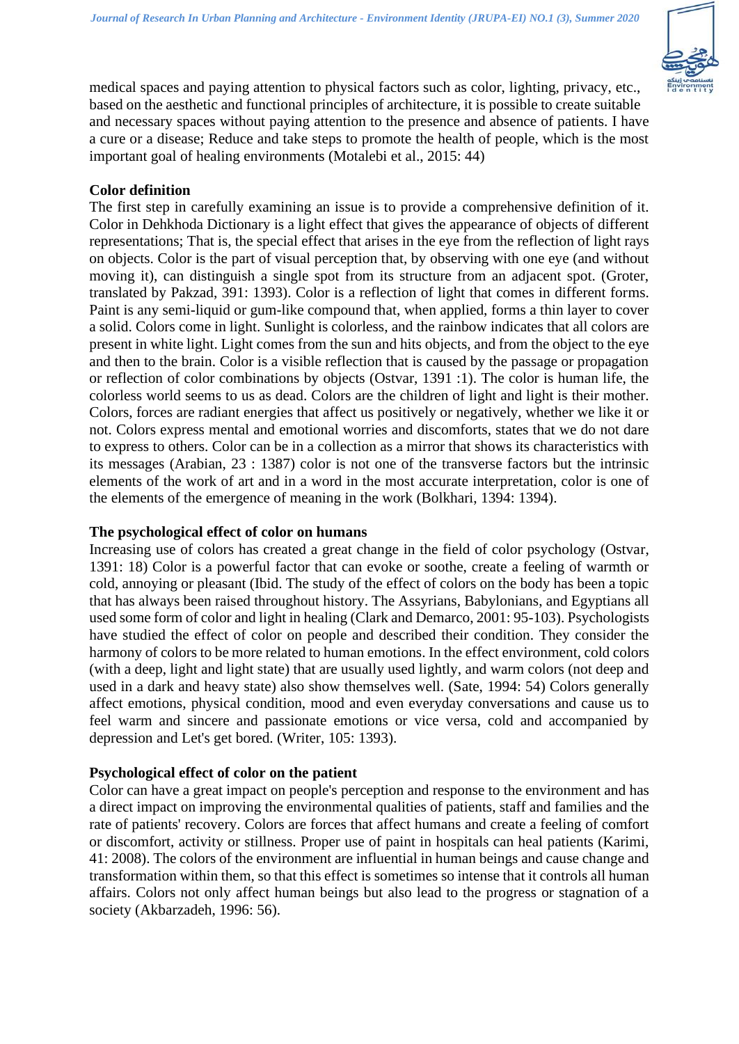medical spaces and paying attention to physical factors such as color, lighting, privacy, etc., based on the aesthetic and functional principles of architecture, it is possible to create suitable and necessary spaces without paying attention to the presence and absence of patients. I have a cure or a disease; Reduce and take steps to promote the health of people, which is the most important goal of healing environments (Motalebi et al., 2015: 44)

**Color definition**

The first step in carefully examining an issue is to provide a comprehensive definition of it. Color in Dehkhoda Dictionary is a light effect that gives the appearance of objects of different representations; That is, the special effect that arises in the eye from the reflection of light rays on objects. Color is the part of visual perception that, by observing with one eye (and without moving it), can distinguish a single spot from its structure from an adjacent spot. (Groter, translated by Pakzad, 391: 1393). Color is a reflection of light that comes in different forms. Paint is any semi-liquid or gum-like compound that, when applied, forms a thin layer to cover a solid. Colors come in light. Sunlight is colorless, and the rainbow indicates that all colors are present in white light. Light comes from the sun and hits objects, and from the object to the eye and then to the brain. Color is a visible reflection that is caused by the passage or propagation or reflection of color combinations by objects (Ostvar, 1391 :1). The color is human life, the colorless world seems to us as dead. Colors are the children of light and light is their mother. Colors, forces are radiant energies that affect us positively or negatively, whether we like it or not. Colors express mental and emotional worries and discomforts, states that we do not dare to express to others. Color can be in a collection as a mirror that shows its characteristics with its messages (Arabian, 23 : 1387) color is not one of the transverse factors but the intrinsic elements of the work of art and in a word in the most accurate interpretation, color is one of the elements of the emergence of meaning in the work (Bolkhari, 1394: 1394).

**The psychological effect of color on humans**

Increasing use of colors has created a great change in the field of color psychology (Ostvar, 1391: 18) Color is a powerful factor that can evoke or soothe, create a feeling of warmth or cold, annoying or pleasant (Ibid. The study of the effect of colors on the body has been a topic that has always been raised throughout history. The Assyrians, Babylonians, and Egyptians all used some form of color and light in healing (Clark and Demarco, 2001: 95-103). Psychologists have studied the effect of color on people and described their condition. They consider the harmony of colors to be more related to human emotions. In the effect environment, cold colors (with a deep, light and light state) that are usually used lightly, and warm colors (not deep and used in a dark and heavy state) also show themselves well. (Sate, 1994: 54) Colors generally affect emotions, physical condition, mood and even everyday conversations and cause us to feel warm and sincere and passionate emotions or vice versa, cold and accompanied by depression and Let's get bored. (Writer, 105: 1393).

**Psychological effect of color on the patient**

Color can have a great impact on people's perception and response to the environment and has a direct impact on improving the environmental qualities of patients, staff and families and the rate of patients' recovery. Colors are forces that affect humans and create a feeling of comfort or discomfort, activity or stillness. Proper use of paint in hospitals can heal patients (Karimi, 41: 2008). The colors of the environment are influential in human beings and cause change and transformation within them, so that this effect is sometimes so intense that it controls all human affairs. Colors not only affect human beings but also lead to the progress or stagnation of a society (Akbarzadeh, 1996: 56).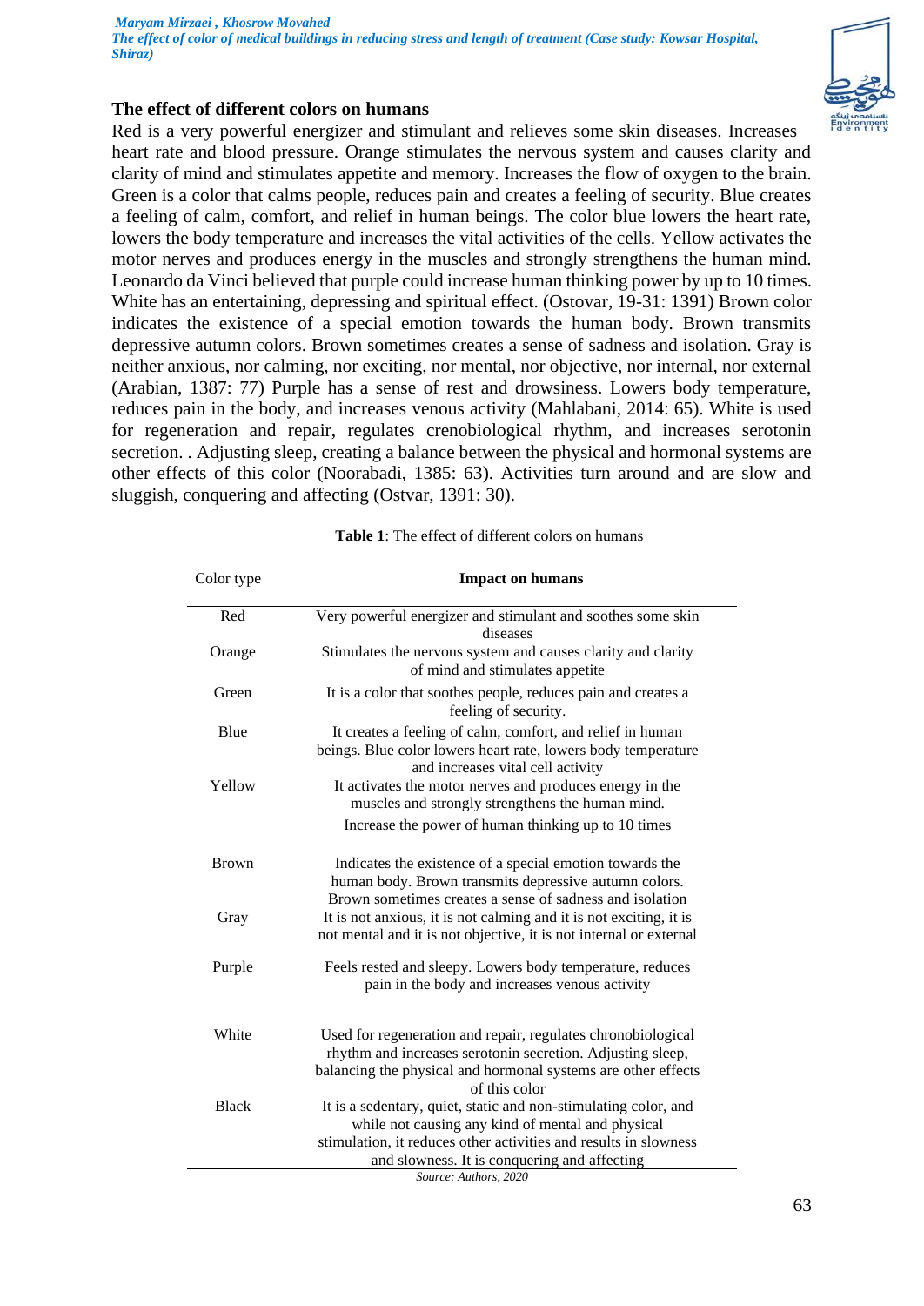## The effect of different colors on humans

Red is a very powerful energizer and stimulant and relieves some skin diseases. Increases heart rate and blood pressure. Orange stimulates the nervous system and causes clarity and clarity of mind and stimulates appetite and memory. Increases the flow of oxygen to the brain. Green is a color that calms people, reduces pain and creates a feeling of security. Blue creates a feeling of calm, comfort, and relief in human beings. The color blue lowers the heart rate, lowers the body temperature and increases the vital activities of the cells. Yellow activates the motor nerves and produces energy in the muscles and strongly strengthens the human mind. Leonardo da Vinci believed that purple could increase human thinking power by up to 10 times. White has an entertaining, depressing and spiritual effect. (Ostovar, 19-31: 1391) Brown color indicates the existence of a special emotion towards the human body. Brown transmits depressive autumn colors. Brown sometimes creates a sense of sadness and isolation. Gray is neither anxious, nor calming, nor exciting, nor mental, nor objective, nor internal, nor external (Arabian, 1387: 77) Purple has a sense of rest and drowsiness. Lowers body temperature, reduces pain in the body, and increases venous activity (Mahlabani, 2014: 65). White is used for regeneration and repair, regulates crenobiological rhythm, and increases serotonin secretion. . Adjusting sleep, creating a balance between the physical and hormonal systems are other effects of this color (Noorabadi, 1385: 63). Activities turn around and are slow and sluggish, conquering and affecting (Ostvar, 1391: 30).

**Table 1**: The effect of different colors on humans

| Color type | **Impact on humans** |
|---|---|
| Red | Very powerful energizer and stimulant and soothes some skin diseases |
| Orange | Stimulates the nervous system and causes clarity and clarity of mind and stimulate appetite |
| Green | It is a color that soothes people, reduces pain and creates a feeling of security. |
| Blue | It creates a feeling of calm, comfort, and relief in human beings. Blue color lowers heart rate, lowers body temperature and increases vital cell activity |
| Yellow | It activates the motor nerves and produces energy in the muscles and strongly strengthens the human mind. |
| | Increase the power of human thinking up to 10 times |
| Brown | Indicates the existence of a special emotion towards the human body. Brown transmits depressive autumn colors. Brown sometimes creates a sense of sadness and isolation |
| Gray | It is not anxious, it is not calming and it is not exciting, it is not mental and it is not objective, it is not internal or external |
| Purple | Feels rested and sleepy. Lowers body temperature, reduces pain in the body and increases venous activity |
| White | Used for regeneration and repair, regulates chronobiological rhythm and increases serotonin secretion. Adjusting sleep, balancing the physical and hormonal systems are other effects of this color |
| Black | It is a sedentary, quiet, static and non-stimulating color, and while not causing any kind of mental and physical stimulation, it reduces other activities and results in slowness and slowness. It is conquering and affecting |

*Source: Authors, 2020*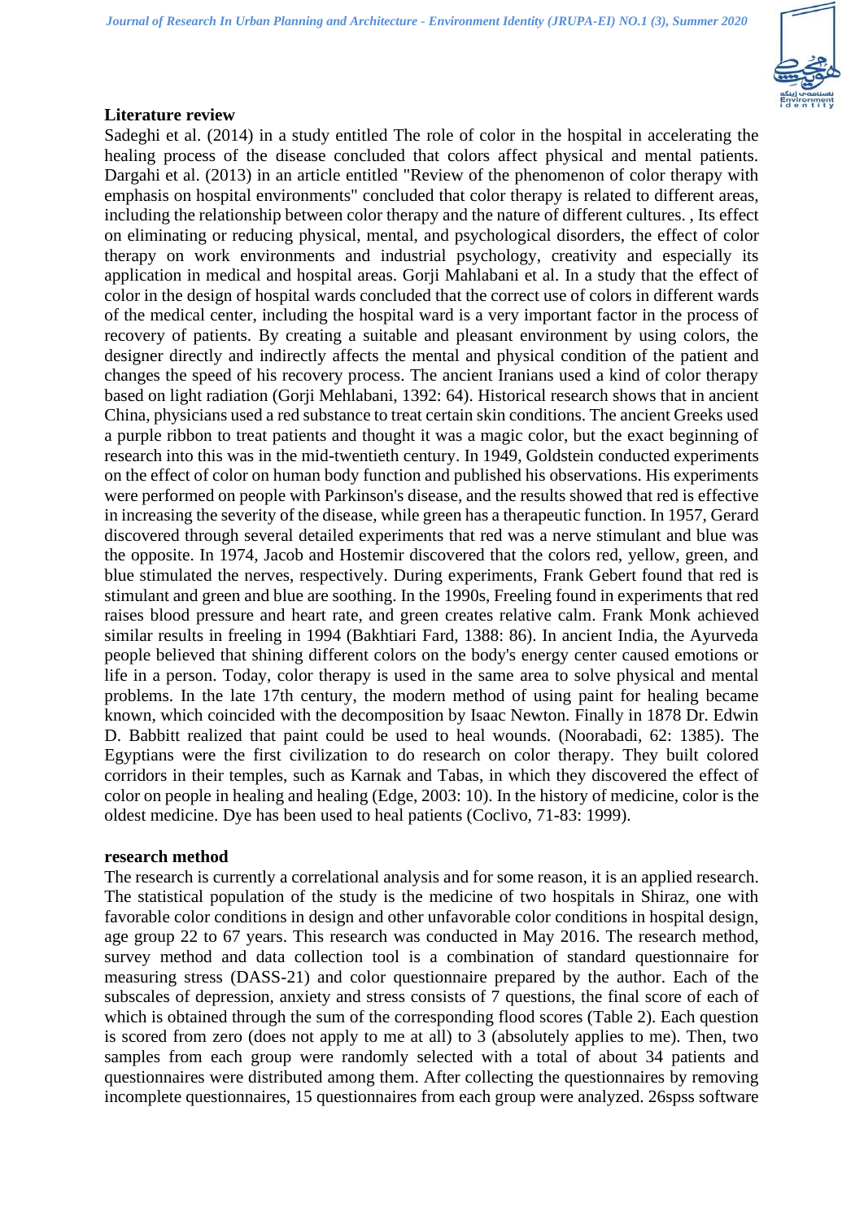## Literature review

Sadeghi et al. (2014) in a study entitled The role of color in the hospital in accelerating the healing process of the disease concluded that colors affect physical and mental patients. Dargahi et al. (2013) in an article entitled "Review of the phenomenon of color therapy with emphasis on hospital environments" concluded that color therapy is related to different areas, including the relationship between color therapy and the nature of different cultures. , Its effect on eliminating or reducing physical, mental, and psychological disorders, the effect of color therapy on work environments and industrial psychology, creativity and especially its application in medical and hospital areas. Gorji Mahlabani et al. In a study that the effect of color in the design of hospital wards concluded that the correct use of colors in different wards of the medical center, including the hospital ward is a very important factor in the process of recovery of patients. By creating a suitable and pleasant environment by using colors, the designer directly and indirectly affects the mental and physical condition of the patient and changes the speed of his recovery process. The ancient Iranians used a kind of color therapy based on light radiation (Gorji Mehlabani, 1392: 64). Historical research shows that in ancient China, physicians used a red substance to treat certain skin conditions. The ancient Greeks used a purple ribbon to treat patients and thought it was a magic color, but the exact beginning of research into this was in the mid-twentieth century. In 1949, Goldstein conducted experiments on the effect of color on human body function and published his observations. His experiments were performed on people with Parkinson's disease, and the results showed that red is effective in increasing the severity of the disease, while green has a therapeutic function. In 1957, Gerard discovered through several detailed experiments that red was a nerve stimulant and blue was the opposite. In 1974, Jacob and Hostemir discovered that the colors red, yellow, green, and blue stimulated the nerves, respectively. During experiments, Frank Gebert found that red is stimulant and green and blue are soothing. In the 1990s, Freeling found in experiments that red raises blood pressure and heart rate, and green creates relative calm. Frank Monk achieved similar results in freeling in 1994 (Bakhtiari Fard, 1388: 86). In ancient India, the Ayurveda people believed that shining different colors on the body's energy center caused emotions or life in a person. Today, color therapy is used in the same area to solve physical and mental problems. In the late 17th century, the modern method of using paint for healing became known, which coincided with the decomposition by Isaac Newton. Finally in 1878 Dr. Edwin D. Babbitt realized that paint could be used to heal wounds. (Noorabadi, 62: 1385). The Egyptians were the first civilization to do research on color therapy. They built colored corridors in their temples, such as Karnak and Tabas, in which they discovered the effect of color on people in healing and healing (Edge, 2003: 10). In the history of medicine, color is the oldest medicine. Dye has been used to heal patients (Coclivo, 71-83: 1999).

## research method

The research is currently a correlational analysis and for some reason, it is an applied research. The statistical population of the study is the medicine of two hospitals in Shiraz, one with favorable color conditions in design and other unfavorable color conditions in hospital design, age group 22 to 67 years. This research was conducted in May 2016. The research method, survey method and data collection tool is a combination of standard questionnaire for measuring stress (DASS-21) and color questionnaire prepared by the author. Each of the subscales of depression, anxiety and stress consists of 7 questions, the final score of each of which is obtained through the sum of the corresponding flood scores (Table 2). Each question is scored from zero (does not apply to me at all) to 3 (absolutely applies to me). Then, two samples from each group were randomly selected with a total of about 34 patients and questionnaires were distributed among them. After collecting the questionnaires by removing incomplete questionnaires, 15 questionnaires from each group were analyzed. 26spss software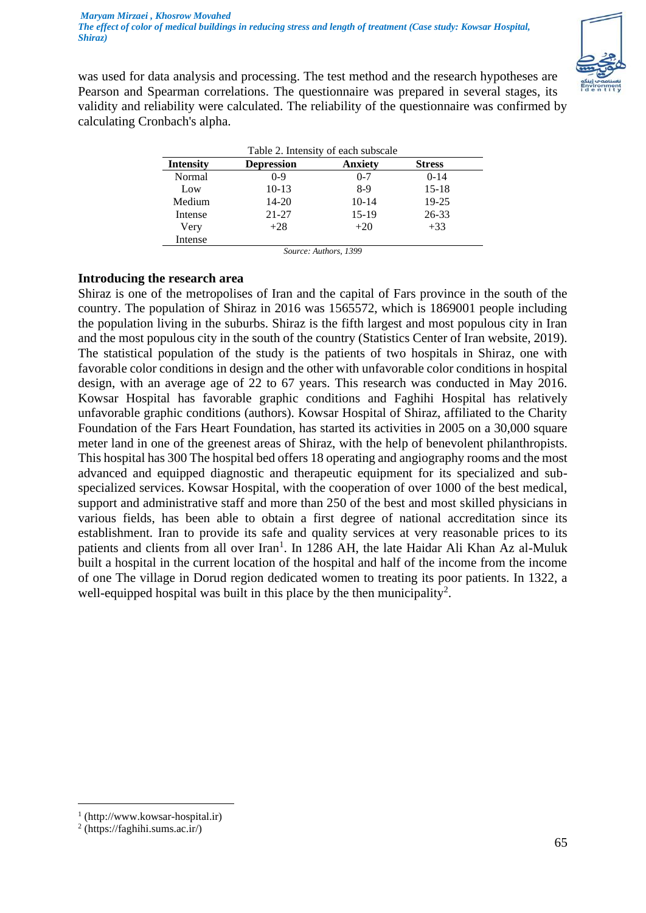was used for data analysis and processing. The test method and the research hypotheses are Pearson and Spearman correlations. The questionnaire was prepared in several stages, its validity and reliability were calculated. The reliability of the questionnaire was confirmed by calculating Cronbach's alpha.

Table 2. Intensity of each subscale

| Intensity | Depression | Anxiety | Stress |
|---|---|---|---|
| Normal | 0-9 | 0-7 | 0-14 |
| Low | 10-13 | 8-9 | 15-18 |
| Medium | 14-20 | 10-14 | 19-25 |
| Intense | 21-27 | 15-19 | 26-33 |
| Very Intense | +28 | +20 | +33 |

*Source: Authors, 1399*

**Introducing the research area**

Shiraz is one of the metropolises of Iran and the capital of Fars province in the south of the country. The population of Shiraz in 2016 was 1565572, which is 1869001 people including the population living in the suburbs. Shiraz is the fifth largest and most populous city in Iran and the most populous city in the south of the country (Statistics Center of Iran website, 2019). The statistical population of the study is the patients of two hospitals in Shiraz, one with favorable color conditions in design and the other with unfavorable color conditions in hospital design, with an average age of 22 to 67 years. This research was conducted in May 2016. Kowsar Hospital has favorable graphic conditions and Faghihi Hospital has relatively unfavorable graphic conditions (authors). Kowsar Hospital of Shiraz, affiliated to the Charity Foundation of the Fars Heart Foundation, has started its activities in 2005 on a 30,000 square meter land in one of the greenest areas of Shiraz, with the help of benevolent philanthropists. This hospital has 300 The hospital bed offers 18 operating and angiography rooms and the most advanced and equipped diagnostic and therapeutic equipment for its specialized and sub-specialized services. Kowsar Hospital, with the cooperation of over 1000 of the best medical, support and administrative staff and more than 250 of the best and most skilled physicians in various fields, has been able to obtain a first degree of national accreditation since its establishment. Iran to provide its safe and quality services at very reasonable prices to its patients and clients from all over Iran[1]. In 1286 AH, the late Haidar Ali Khan Az al-Muluk built a hospital in the current location of the hospital and half of the income from the income of one The village in Dorud region dedicated women to treating its poor patients. In 1322, a well-equipped hospital was built in this place by the then municipality[2].

---

[1] (http://www.kowsar-hospital.ir)

[2] (https://faghihi.sums.ac.ir/)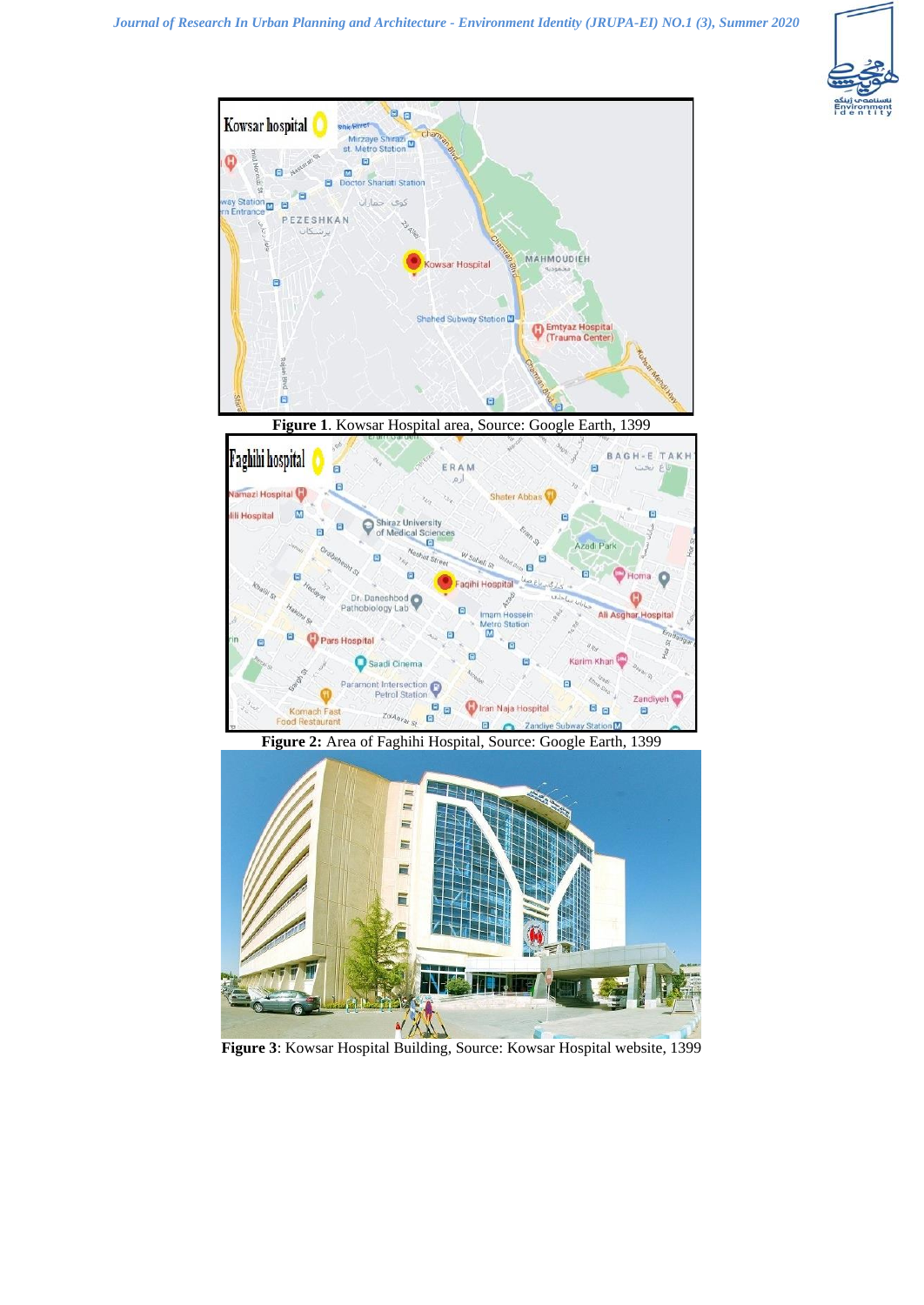**Figure 1**. Kowsar Hospital area, Source: Google Earth, 1399

**Figure 2:** Area of Faghihi Hospital, Source: Google Earth, 1399

**Figure 3**: Kowsar Hospital Building, Source: Kowsar Hospital website, 1399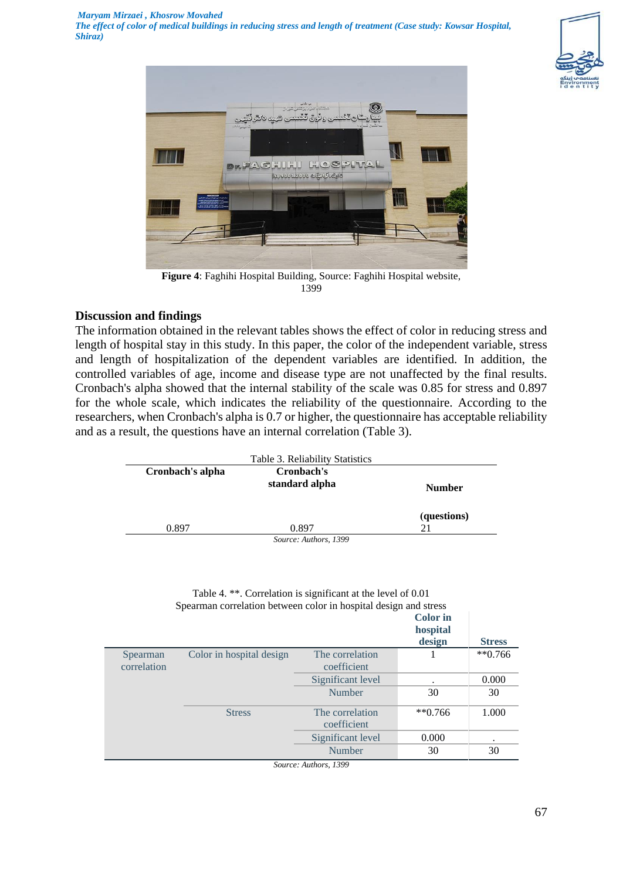Figure 4: Faghihi Hospital Building, Source: Faghihi Hospital website, 1399

## Discussion and findings

The information obtained in the relevant tables shows the effect of color in reducing stress and length of hospital stay in this study. In this paper, the color of the independent variable, stress and length of hospitalization of the dependent variables are identified. In addition, the controlled variables of age, income and disease type are not unaffected by the final results. Cronbach's alpha showed that the internal stability of the scale was 0.85 for stress and 0.897 for the whole scale, which indicates the reliability of the questionnaire. According to the researchers, when Cronbach's alpha is 0.7 or higher, the questionnaire has acceptable reliability and as a result, the questions have an internal correlation (Table 3).

Table 3. Reliability Statistics

| Cronbach's alpha | Cronbach's standard alpha | Number (questions) |
|---|---|---|
| 0.897 | 0.897 | 21 |

*Source: Authors, 1399*

Table 4. **. Correlation is significant at the level of 0.01
Spearman correlation between color in hospital design and stress

| | | | Color in hospital design | Stress |
|---|---|---|---|---|
| Spearman correlation | Color in hospital design | The correlation coefficient | 1 | **0.766 |
| | | Significant level | . | 0.000 |
| | | Number | 30 | 30 |
| | Stress | The correlation coefficient | **0.766 | 1.000 |
| | | Significant level | 0.000 | . |
| | | Number | 30 | 30 |

*Source: Authors, 1399*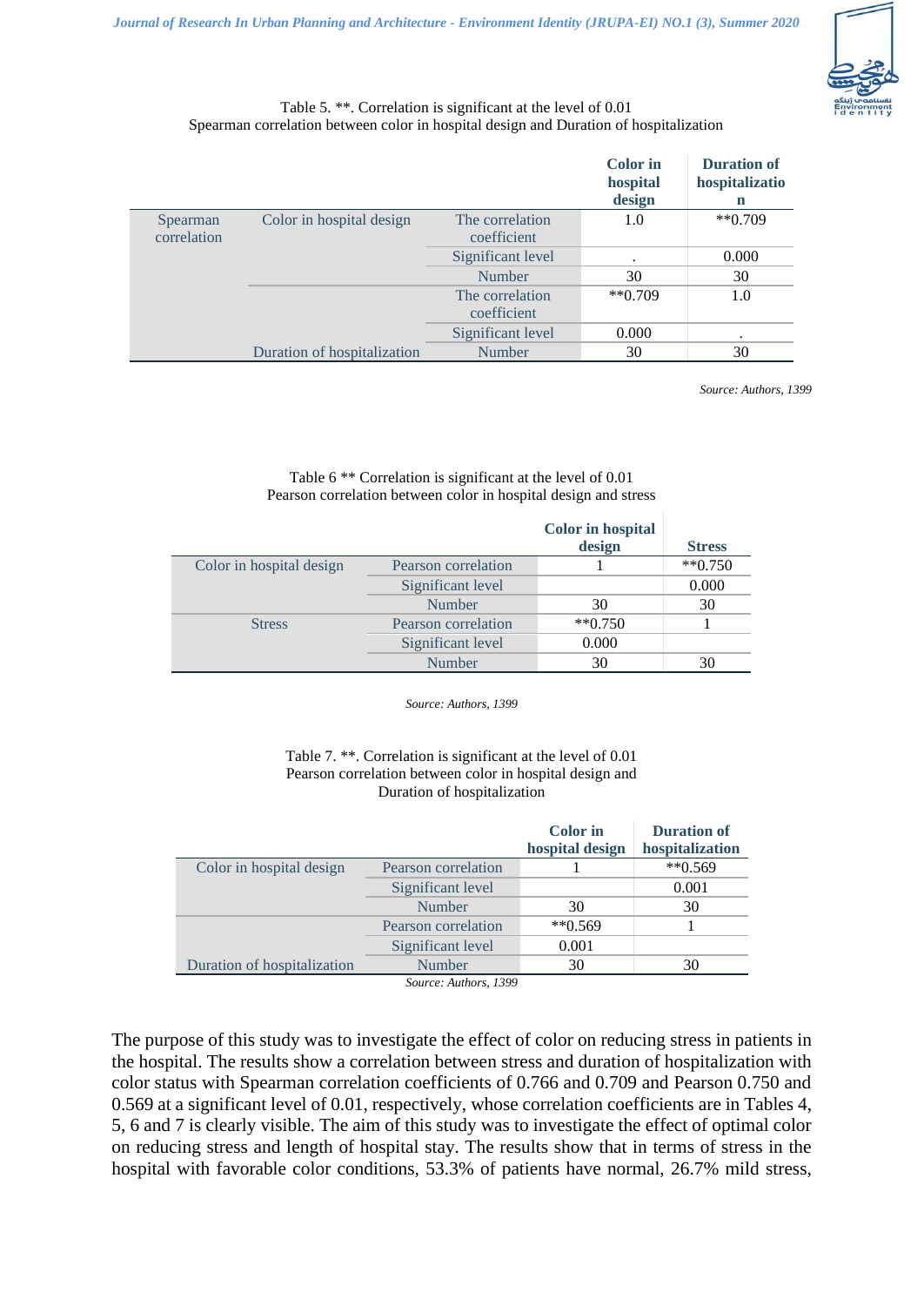Table 5. **. Correlation is significant at the level of 0.01
Spearman correlation between color in hospital design and Duration of hospitalization

| | | | Color in hospital design | Duration of hospitalization |
|---|---|---|---|---|
| Spearman correlation | Color in hospital design | The correlation coefficient | 1.0 | **0.709 |
| | | Significant level | . | 0.000 |
| | | Number | 30 | 30 |
| | Duration of hospitalization | The correlation coefficient | **0.709 | 1.0 |
| | | Significant level | 0.000 | . |
| | | Number | 30 | 30 |

*Source: Authors, 1399*

Table 6 ** Correlation is significant at the level of 0.01
Pearson correlation between color in hospital design and stress

| | | Color in hospital design | Stress |
|---|---|---|---|
| Color in hospital design | Pearson correlation | 1 | **0.750 |
| | Significant level | | 0.000 |
| | Number | 30 | 30 |
| Stress | Pearson correlation | **0.750 | 1 |
| | Significant level | 0.000 | |
| | Number | 30 | 30 |

*Source: Authors, 1399*

Table 7. **. Correlation is significant at the level of 0.01
Pearson correlation between color in hospital design and Duration of hospitalization

| | | Color in hospital design | Duration of hospitalization |
|---|---|---|---|
| Color in hospital design | Pearson correlation | 1 | **0.569 |
| | Significant level | | 0.001 |
| | Number | 30 | 30 |
| Duration of hospitalization | Pearson correlation | **0.569 | 1 |
| | Significant level | 0.001 | |
| | Number | 30 | 30 |

*Source: Authors, 1399*

The purpose of this study was to investigate the effect of color on reducing stress in patients in the hospital. The results show a correlation between stress and duration of hospitalization with color status with Spearman correlation coefficients of 0.766 and 0.709 and Pearson 0.750 and 0.569 at a significant level of 0.01, respectively, whose correlation coefficients are in Tables 4, 5, 6 and 7 is clearly visible. The aim of this study was to investigate the effect of optimal color on reducing stress and length of hospital stay. The results show that in terms of stress in the hospital with favorable color conditions, 53.3% of patients have normal, 26.7% mild stress,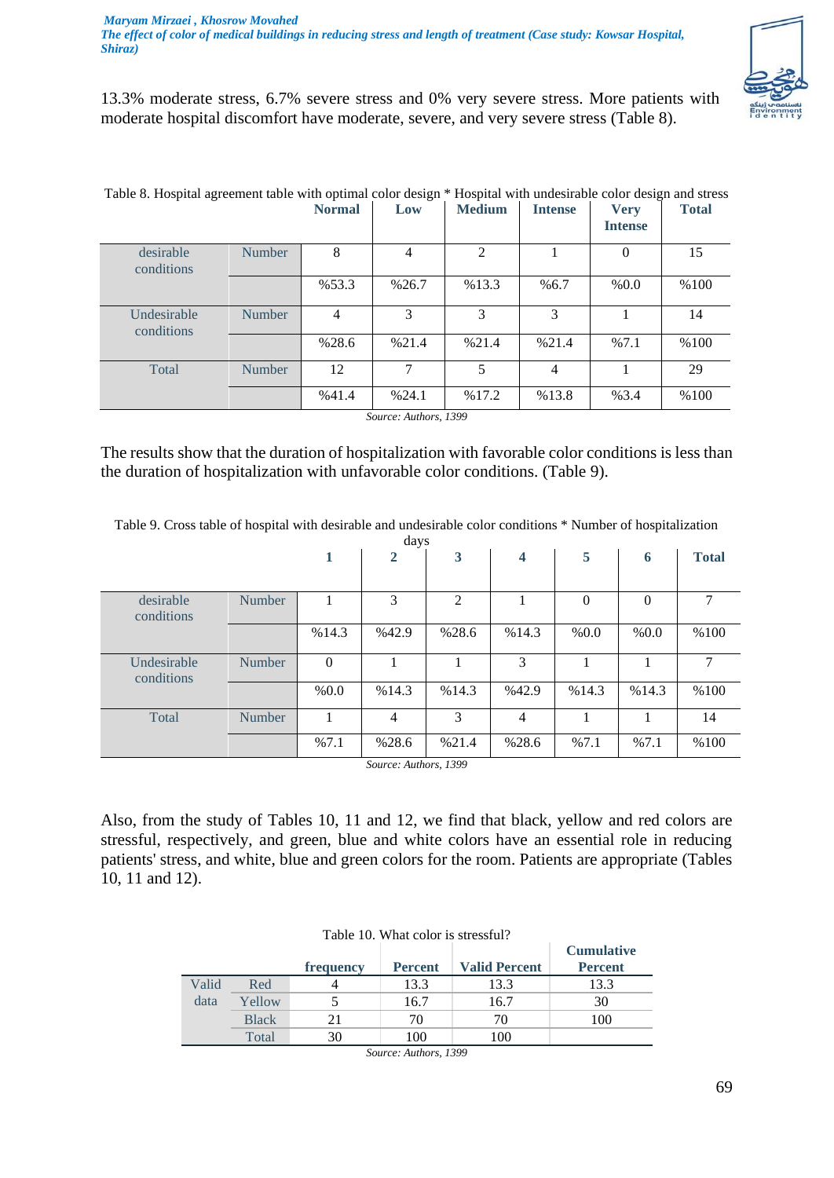13.3% moderate stress, 6.7% severe stress and 0% very severe stress. More patients with moderate hospital discomfort have moderate, severe, and very severe stress (Table 8).

Table 8. Hospital agreement table with optimal color design * Hospital with undesirable color design and stress

| | | Normal | Low | Medium | Intense | Very Intense | Total |
|---|---|---|---|---|---|---|---|
| desirable conditions | Number | 8 | 4 | 2 | 1 | 0 | 15 |
| | | %53.3 | %26.7 | %13.3 | %6.7 | %0.0 | %100 |
| Undesirable conditions | Number | 4 | 3 | 3 | 3 | 1 | 14 |
| | | %28.6 | %21.4 | %21.4 | %21.4 | %7.1 | %100 |
| Total | Number | 12 | 7 | 5 | 4 | 1 | 29 |
| | | %41.4 | %24.1 | %17.2 | %13.8 | %3.4 | %100 |

*Source: Authors, 1399*

The results show that the duration of hospitalization with favorable color conditions is less than the duration of hospitalization with unfavorable color conditions. (Table 9).

Table 9. Cross table of hospital with desirable and undesirable color conditions * Number of hospitalization days

| | | 1 | 2 | 3 | 4 | 5 | 6 | Total |
|---|---|---|---|---|---|---|---|---|
| desirable conditions | Number | 1 | 3 | 2 | 1 | 0 | 0 | 7 |
| | | %14.3 | %42.9 | %28.6 | %14.3 | %0.0 | %0.0 | %100 |
| Undesirable conditions | Number | 0 | 1 | 1 | 3 | 1 | 1 | 7 |
| | | %0.0 | %14.3 | %14.3 | %42.9 | %14.3 | %14.3 | %100 |
| Total | Number | 1 | 4 | 3 | 4 | 1 | 1 | 14 |
| | | %7.1 | %28.6 | %21.4 | %28.6 | %7.1 | %7.1 | %100 |

*Source: Authors, 1399*

Also, from the study of Tables 10, 11 and 12, we find that black, yellow and red colors are stressful, respectively, and green, blue and white colors have an essential role in reducing patients' stress, and white, blue and green colors for the room. Patients are appropriate (Tables 10, 11 and 12).

Table 10. What color is stressful?

| | | frequency | Percent | Valid Percent | Cumulative Percent |
|---|---|---|---|---|---|
| Valid data | Red | 4 | 13.3 | 13.3 | 13.3 |
| | Yellow | 5 | 16.7 | 16.7 | 30 |
| | Black | 21 | 70 | 70 | 100 |
| | Total | 30 | 100 | 100 | |

*Source: Authors, 1399*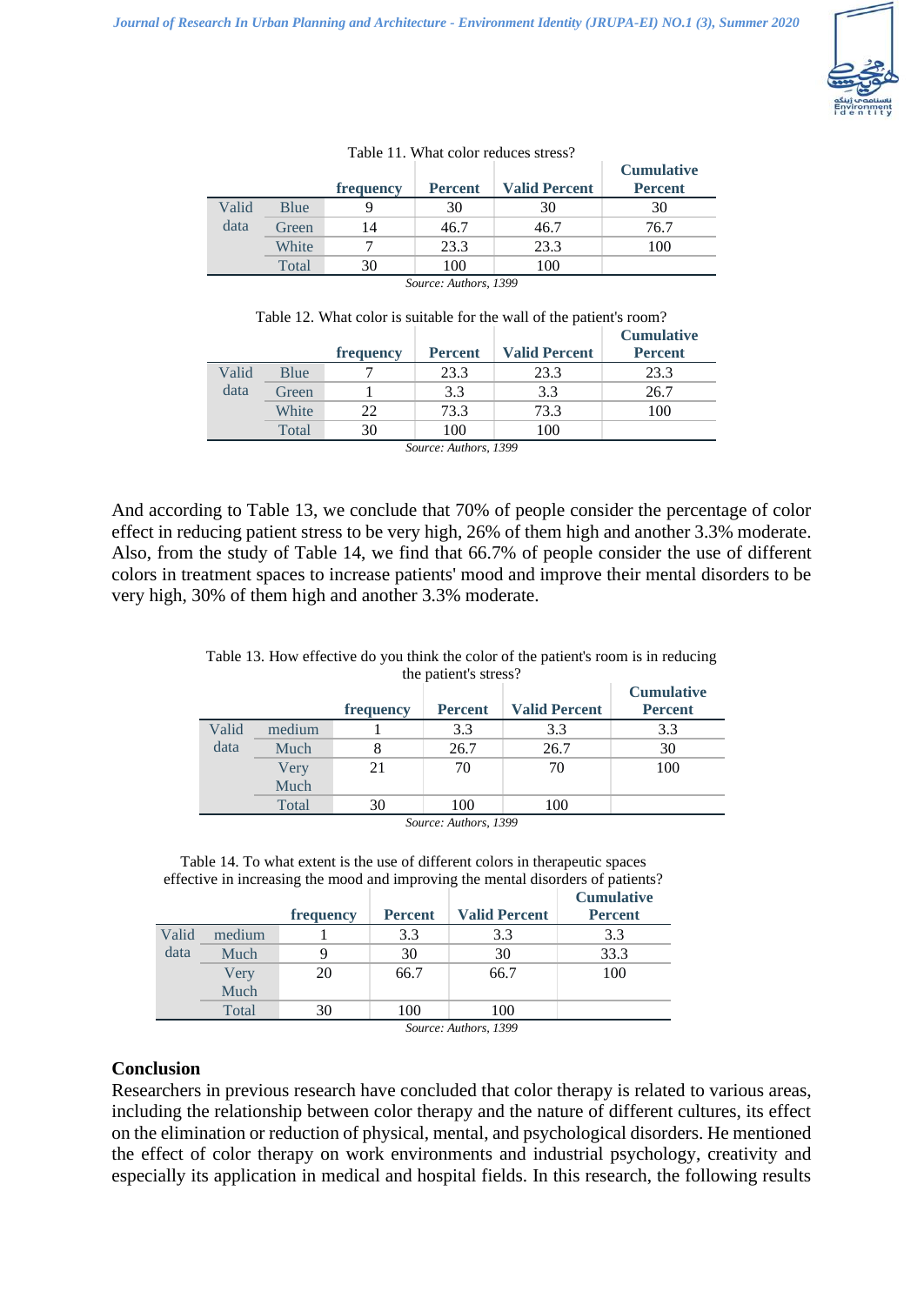Table 11. What color reduces stress?

| | | frequency | Percent | Valid Percent | Cumulative Percent |
|---|---|---|---|---|---|
| Valid data | Blue | 9 | 30 | 30 | 30 |
| | Green | 14 | 46.7 | 46.7 | 76.7 |
| | White | 7 | 23.3 | 23.3 | 100 |
| | Total | 30 | 100 | 100 | |

*Source: Authors, 1399*

Table 12. What color is suitable for the wall of the patient's room?

| | | frequency | Percent | Valid Percent | Cumulative Percent |
|---|---|---|---|---|---|
| Valid data | Blue | 7 | 23.3 | 23.3 | 23.3 |
| | Green | 1 | 3.3 | 3.3 | 26.7 |
| | White | 22 | 73.3 | 73.3 | 100 |
| | Total | 30 | 100 | 100 | |

*Source: Authors, 1399*

And according to Table 13, we conclude that 70% of people consider the percentage of color effect in reducing patient stress to be very high, 26% of them high and another 3.3% moderate. Also, from the study of Table 14, we find that 66.7% of people consider the use of different colors in treatment spaces to increase patients' mood and improve their mental disorders to be very high, 30% of them high and another 3.3% moderate.

Table 13. How effective do you think the color of the patient's room is in reducing the patient's stress?

| | | frequency | Percent | Valid Percent | Cumulative Percent |
|---|---|---|---|---|---|
| Valid data | medium | 1 | 3.3 | 3.3 | 3.3 |
| | Much | 8 | 26.7 | 26.7 | 30 |
| | Very Much | 21 | 70 | 70 | 100 |
| | Total | 30 | 100 | 100 | |

*Source: Authors, 1399*

Table 14. To what extent is the use of different colors in therapeutic spaces effective in increasing the mood and improving the mental disorders of patients?

| | | frequency | Percent | Valid Percent | Cumulative Percent |
|---|---|---|---|---|---|
| Valid data | medium | 1 | 3.3 | 3.3 | 3.3 |
| | Much | 9 | 30 | 30 | 33.3 |
| | Very Much | 20 | 66.7 | 66.7 | 100 |
| | Total | 30 | 100 | 100 | |

*Source: Authors, 1399*

## Conclusion

Researchers in previous research have concluded that color therapy is related to various areas, including the relationship between color therapy and the nature of different cultures, its effect on the elimination or reduction of physical, mental, and psychological disorders. He mentioned the effect of color therapy on work environments and industrial psychology, creativity and especially its application in medical and hospital fields. In this research, the following results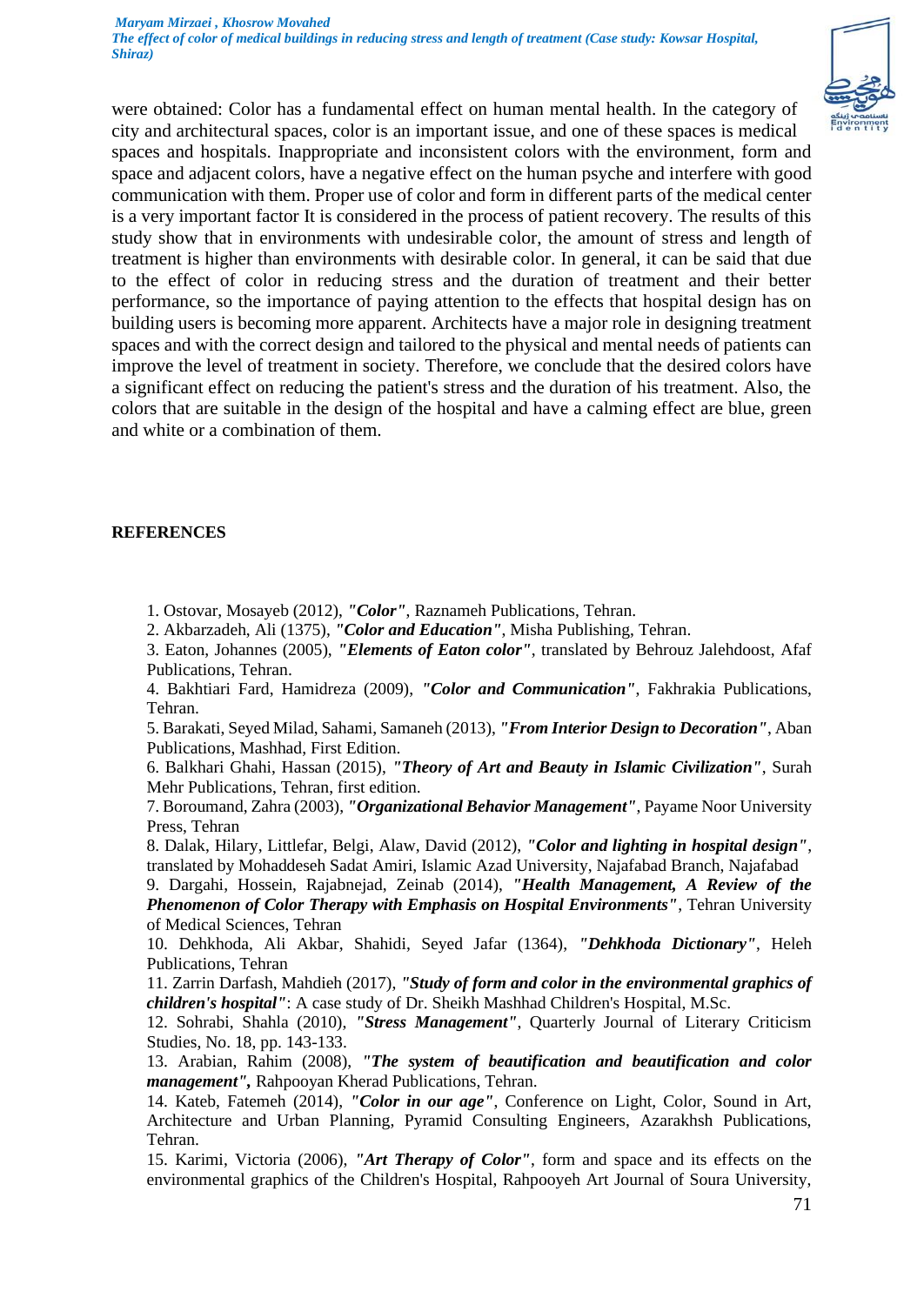were obtained: Color has a fundamental effect on human mental health. In the category of city and architectural spaces, color is an important issue, and one of these spaces is medical spaces and hospitals. Inappropriate and inconsistent colors with the environment, form and space and adjacent colors, have a negative effect on the human psyche and interfere with good communication with them. Proper use of color and form in different parts of the medical center is a very important factor It is considered in the process of patient recovery. The results of this study show that in environments with undesirable color, the amount of stress and length of treatment is higher than environments with desirable color. In general, it can be said that due to the effect of color in reducing stress and the duration of treatment and their better performance, so the importance of paying attention to the effects that hospital design has on building users is becoming more apparent. Architects have a major role in designing treatment spaces and with the correct design and tailored to the physical and mental needs of patients can improve the level of treatment in society. Therefore, we conclude that the desired colors have a significant effect on reducing the patient's stress and the duration of his treatment. Also, the colors that are suitable in the design of the hospital and have a calming effect are blue, green and white or a combination of them.

## REFERENCES

1. Ostovar, Mosayeb (2012), ***"Color"***, Raznameh Publications, Tehran.
2. Akbarzadeh, Ali (1375), ***"Color and Education"***, Misha Publishing, Tehran.
3. Eaton, Johannes (2005), ***"Elements of Eaton color"***, translated by Behrouz Jalehdoost, Afaf Publications, Tehran.
4. Bakhtiari Fard, Hamidreza (2009), ***"Color and Communication"***, Fakhrakia Publications, Tehran.
5. Barakati, Seyed Milad, Sahami, Samaneh (2013), ***"From Interior Design to Decoration"***, Aban Publications, Mashhad, First Edition.
6. Balkhari Ghahi, Hassan (2015), ***"Theory of Art and Beauty in Islamic Civilization"***, Surah Mehr Publications, Tehran, first edition.
7. Boroumand, Zahra (2003), ***"Organizational Behavior Management"***, Payame Noor University Press, Tehran
8. Dalak, Hilary, Littlefar, Belgi, Alaw, David (2012), ***"Color and lighting in hospital design"***, translated by Mohaddeseh Sadat Amiri, Islamic Azad University, Najafabad Branch, Najafabad
9. Dargahi, Hossein, Rajabnejad, Zeinab (2014), ***"Health Management, A Review of the Phenomenon of Color Therapy with Emphasis on Hospital Environments"***, Tehran University of Medical Sciences, Tehran
10. Dehkhoda, Ali Akbar, Shahidi, Seyed Jafar (1364), ***"Dehkhoda Dictionary"***, Heleh Publications, Tehran
11. Zarrin Darfash, Mahdieh (2017), ***"Study of form and color in the environmental graphics of children's hospital"***: A case study of Dr. Sheikh Mashhad Children's Hospital, M.Sc.
12. Sohrabi, Shahla (2010), ***"Stress Management"***, Quarterly Journal of Literary Criticism Studies, No. 18, pp. 143-133.
13. Arabian, Rahim (2008), ***"The system of beautification and beautification and color management",*** Rahpooyan Kherad Publications, Tehran.
14. Kateb, Fatemeh (2014), ***"Color in our age"***, Conference on Light, Color, Sound in Art, Architecture and Urban Planning, Pyramid Consulting Engineers, Azarakhsh Publications, Tehran.
15. Karimi, Victoria (2006), ***"Art Therapy of Color"***, form and space and its effects on the environmental graphics of the Children's Hospital, Rahpooyeh Art Journal of Soura University,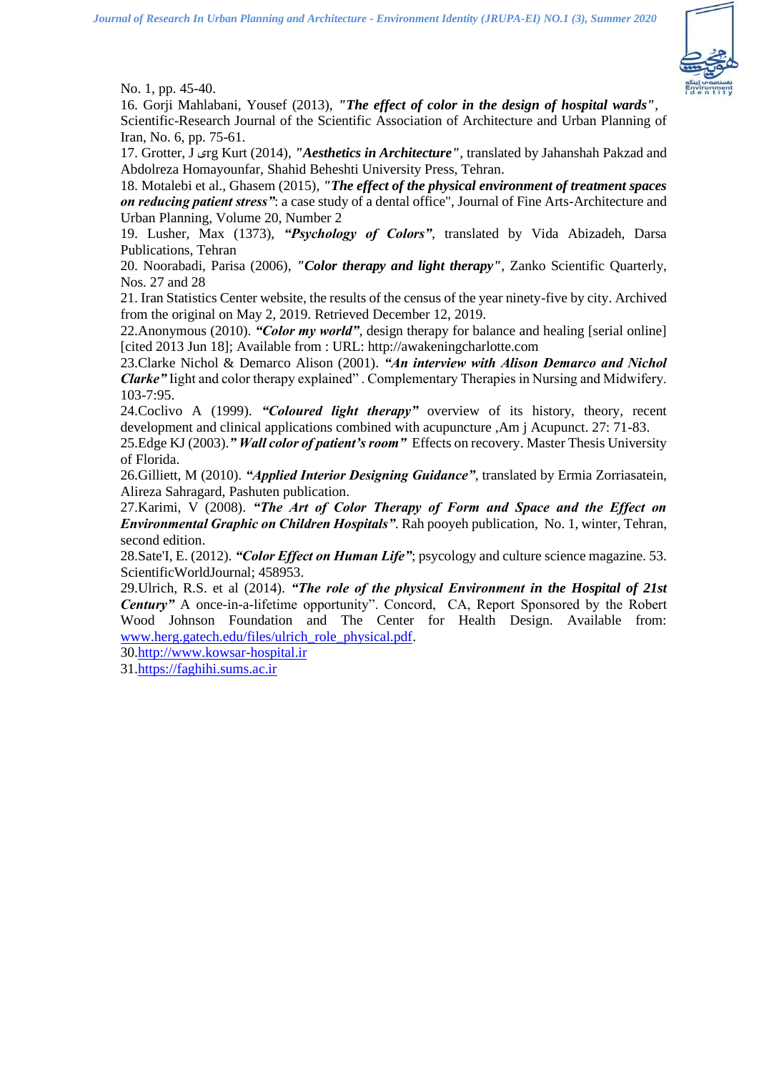No. 1, pp. 45-40.

16. Gorji Mahlabani, Yousef (2013), ***"The effect of color in the design of hospital wards"***, Scientific-Research Journal of the Scientific Association of Architecture and Urban Planning of Iran, No. 6, pp. 75-61.

17. Grotter, J یrg Kurt (2014), ***"Aesthetics in Architecture"***, translated by Jahanshah Pakzad and Abdolreza Homayounfar, Shahid Beheshti University Press, Tehran.

18. Motalebi et al., Ghasem (2015), ***"The effect of the physical environment of treatment spaces on reducing patient stress"***: a case study of a dental office", Journal of Fine Arts-Architecture and Urban Planning, Volume 20, Number 2

19. Lusher, Max (1373), ***"Psychology of Colors"***, translated by Vida Abizadeh, Darsa Publications, Tehran

20. Noorabadi, Parisa (2006), ***"Color therapy and light therapy"***, Zanko Scientific Quarterly, Nos. 27 and 28

21. Iran Statistics Center website, the results of the census of the year ninety-five by city. Archived from the original on May 2, 2019. Retrieved December 12, 2019.

22.Anonymous (2010). ***"Color my world"***, design therapy for balance and healing [serial online] [cited 2013 Jun 18]; Available from : URL: http://awakeningcharlotte.com

23.Clarke Nichol & Demarco Alison (2001). ***"An interview with Alison Demarco and Nichol Clarke"*** light and color therapy explained" . Complementary Therapies in Nursing and Midwifery. 103-7:95.

24.Coclivo A (1999). ***"Coloured light therapy"*** overview of its history, theory, recent development and clinical applications combined with acupuncture ,Am j Acupunct. 27: 71-83.

25.Edge KJ (2003).***" Wall color of patient's room"*** Effects on recovery. Master Thesis University of Florida.

26.Gilliett, M (2010). ***"Applied Interior Designing Guidance"***, translated by Ermia Zorriasatein, Alireza Sahragard, Pashuten publication.

27.Karimi, V (2008). ***"The Art of Color Therapy of Form and Space and the Effect on Environmental Graphic on Children Hospitals"***. Rah pooyeh publication, No. 1, winter, Tehran, second edition.

28.Sate'I, E. (2012). ***"Color Effect on Human Life"***; psycology and culture science magazine. 53. ScientificWorldJournal; 458953.

29.Ulrich, R.S. et al (2014). ***"The role of the physical Environment in the Hospital of 21st Century"*** A once-in-a-lifetime opportunity". Concord, CA, Report Sponsored by the Robert Wood Johnson Foundation and The Center for Health Design. Available from: www.herg.gatech.edu/files/ulrich_role_physical.pdf.

30.http://www.kowsar-hospital.ir

31.https://faghihi.sums.ac.ir